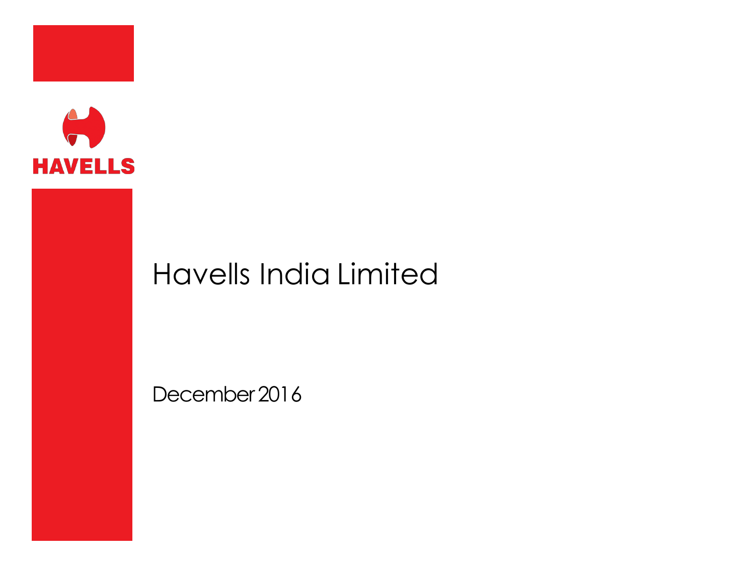HAVELLS

# Havells India Limited

December 2016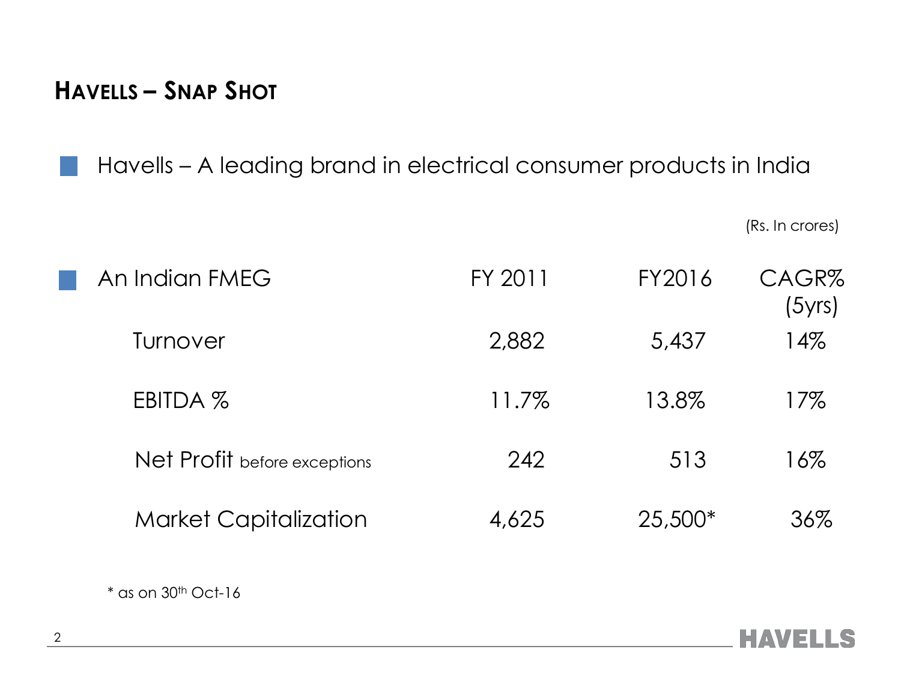## HAVELLS – SNAP SHOT

- Havells – A leading brand in electrical consumer products in India

(Rs. In crores)

| An Indian FMEG | FY 2011 | FY2016 | CAGR% (5yrs) |
|---|---|---|---|
| Turnover | 2,882 | 5,437 | 14% |
| EBITDA % | 11.7% | 13.8% | 17% |
| Net Profit before exceptions | 242 | 513 | 16% |
| Market Capitalization | 4,625 | 25,500* | 36% |

* as on 30th Oct-16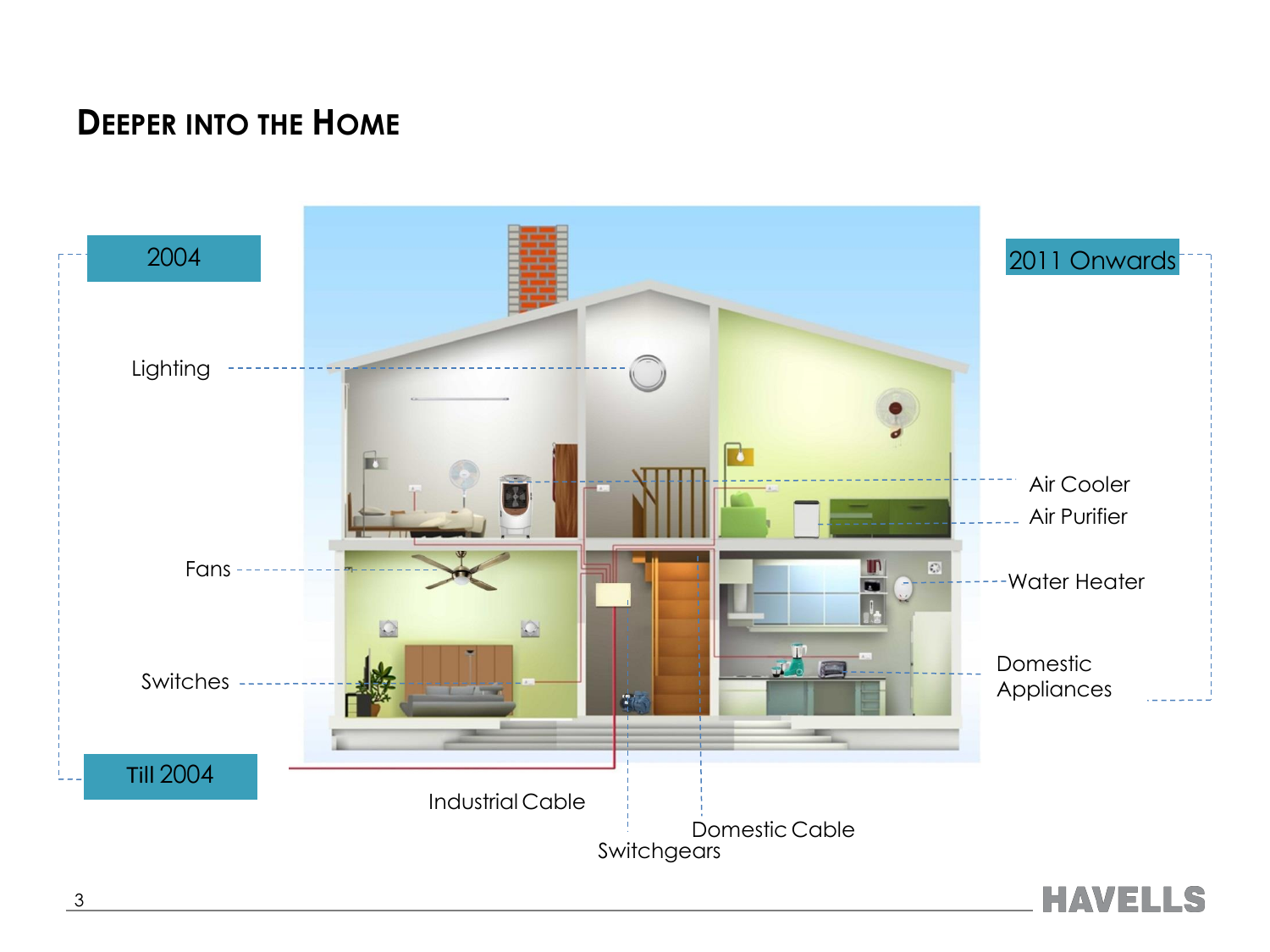# Deeper into the Home

2004

Lighting

Fans

Switches

Till 2004

2011 Onwards

Air Cooler

Air Purifier

Water Heater

Domestic Appliances

Industrial Cable

Domestic Cable

Switchgears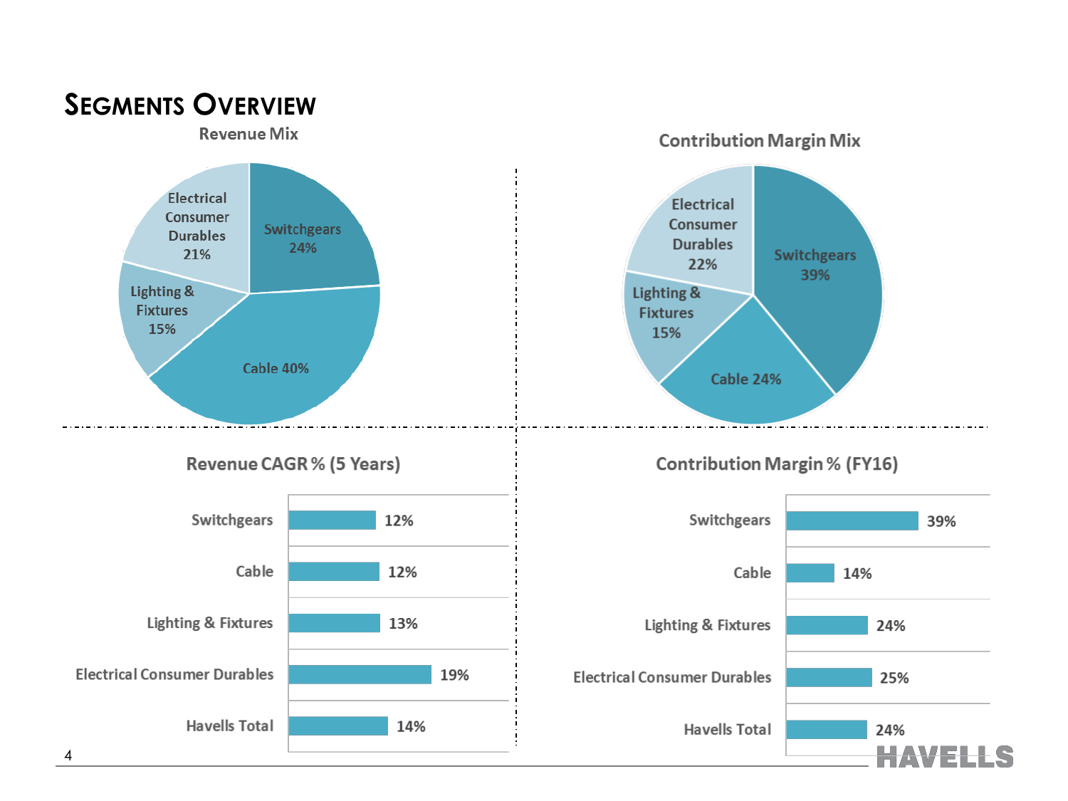# Segments Overview

### Revenue Mix

| Segment | Share |
|---|---|
| Switchgears | 24% |
| Cable | 40% |
| Lighting & Fixtures | 15% |
| Electrical Consumer Durables | 21% |

### Contribution Margin Mix

| Segment | Share |
|---|---|
| Switchgears | 39% |
| Cable | 24% |
| Lighting & Fixtures | 15% |
| Electrical Consumer Durables | 22% |

### Revenue CAGR % (5 Years)

| Segment | CAGR |
|---|---|
| Switchgears | 12% |
| Cable | 12% |
| Lighting & Fixtures | 13% |
| Electrical Consumer Durables | 19% |
| Havells Total | 14% |

### Contribution Margin % (FY16)

| Segment | Contribution Margin |
|---|---|
| Switchgears | 39% |
| Cable | 14% |
| Lighting & Fixtures | 24% |
| Electrical Consumer Durables | 25% |
| Havells Total | 24% |

HAVELLS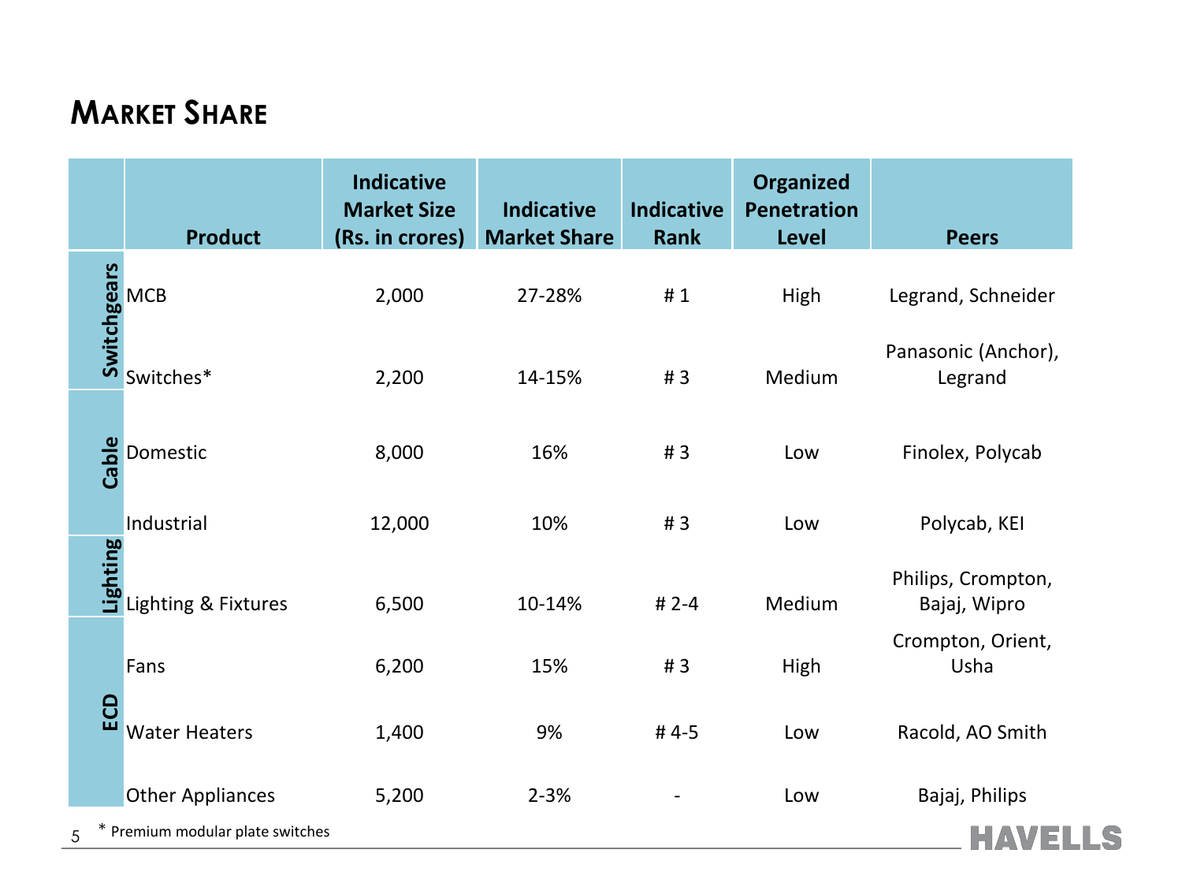# Market Share

| | Product | Indicative Market Size (Rs. in crores) | Indicative Market Share | Indicative Rank | Organized Penetration Level | Peers |
|---|---|---|---|---|---|---|
| Switchgears | MCB | 2,000 | 27-28% | # 1 | High | Legrand, Schneider |
| | Switches* | 2,200 | 14-15% | # 3 | Medium | Panasonic (Anchor), Legrand |
| Cable | Domestic | 8,000 | 16% | # 3 | Low | Finolex, Polycab |
| | Industrial | 12,000 | 10% | # 3 | Low | Polycab, KEI |
| Lighting | Lighting & Fixtures | 6,500 | 10-14% | # 2-4 | Medium | Philips, Crompton, Bajaj, Wipro |
| ECD | Fans | 6,200 | 15% | # 3 | High | Crompton, Orient, Usha |
| | Water Heaters | 1,400 | 9% | # 4-5 | Low | Racold, AO Smith |
| | Other Appliances | 5,200 | 2-3% | - | Low | Bajaj, Philips |

* Premium modular plate switches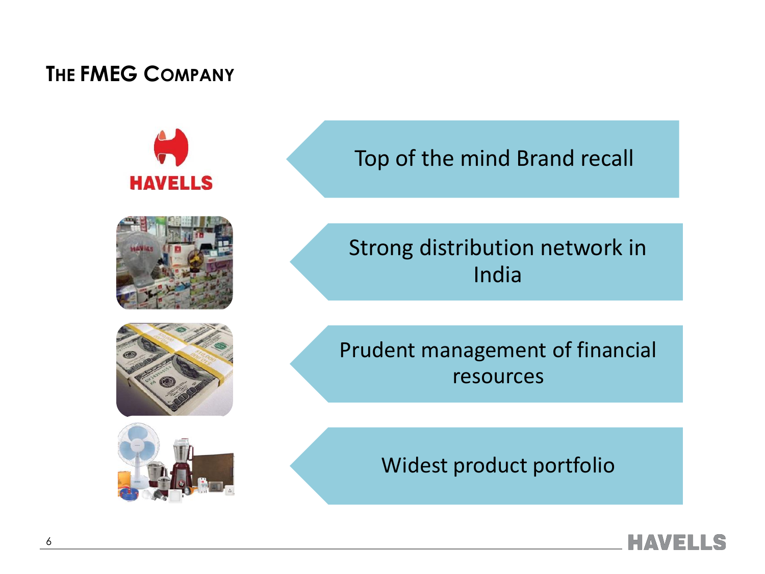# The FMEG Company

- Top of the mind Brand recall
- Strong distribution network in India
- Prudent management of financial resources
- Widest product portfolio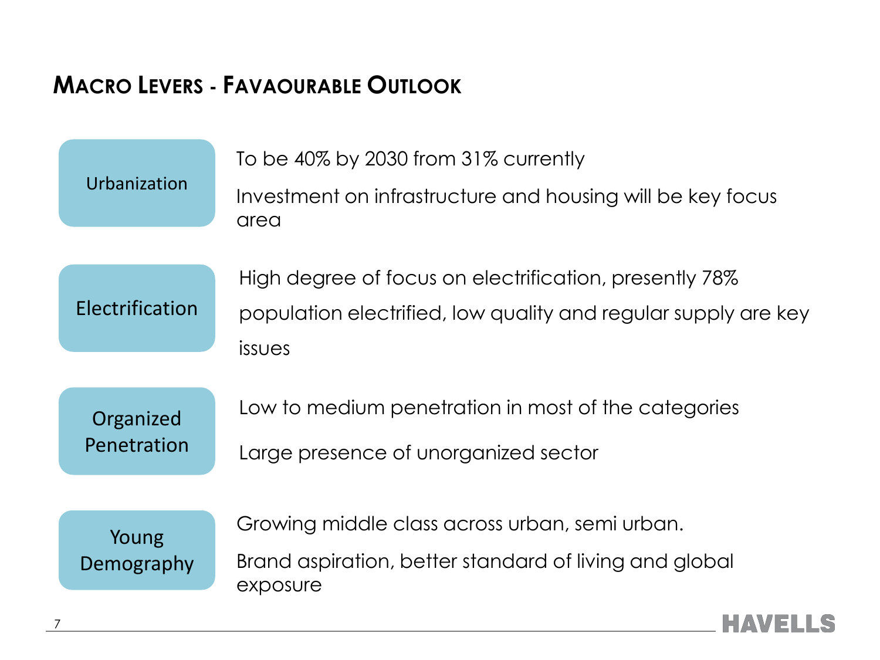## MACRO LEVERS - FAVAOURABLE OUTLOOK

**Urbanization**

To be 40% by 2030 from 31% currently

Investment on infrastructure and housing will be key focus area

**Electrification**

High degree of focus on electrification, presently 78% population electrified, low quality and regular supply are key issues

**Organized Penetration**

Low to medium penetration in most of the categories

Large presence of unorganized sector

**Young Demography**

Growing middle class across urban, semi urban.

Brand aspiration, better standard of living and global exposure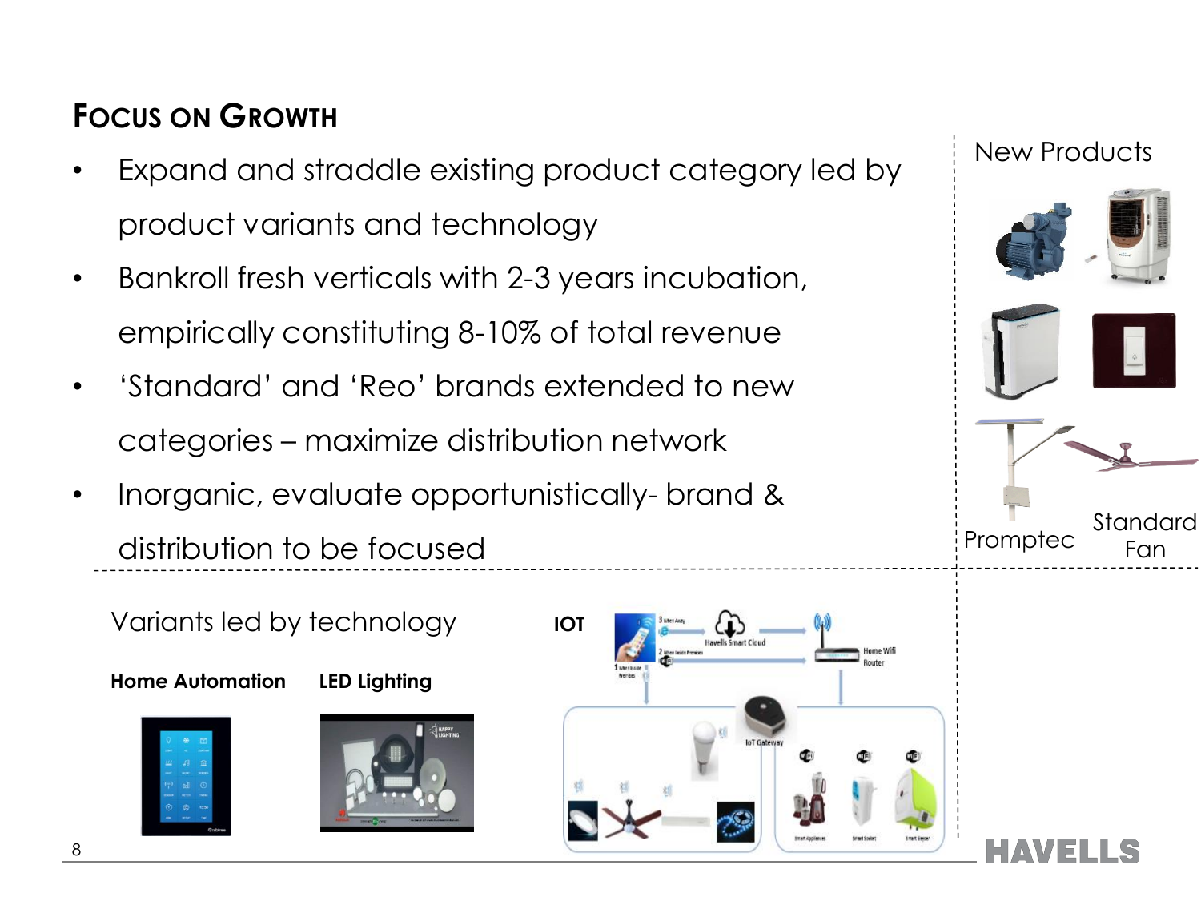## Focus on Growth

- Expand and straddle existing product category led by product variants and technology
- Bankroll fresh verticals with 2-3 years incubation, empirically constituting 8-10% of total revenue
- 'Standard' and 'Reo' brands extended to new categories – maximize distribution network
- Inorganic, evaluate opportunistically- brand & distribution to be focused

New Products

Promptec

Standard Fan

Variants led by technology

**Home Automation**

**LED Lighting**

**IOT**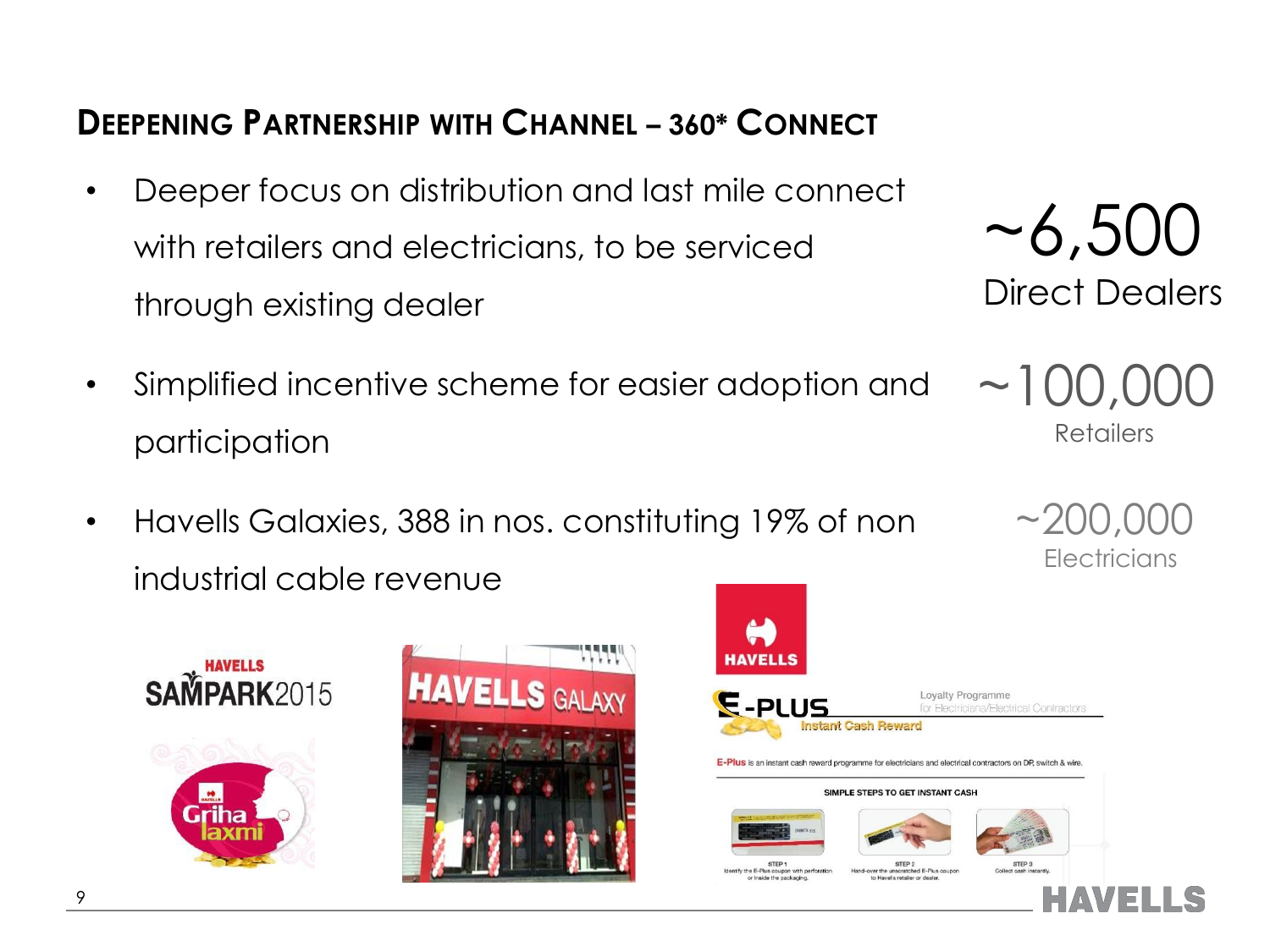## DEEPENING PARTNERSHIP WITH CHANNEL – 360* CONNECT

- Deeper focus on distribution and last mile connect with retailers and electricians, to be serviced through existing dealer
- Simplified incentive scheme for easier adoption and participation
- Havells Galaxies, 388 in nos. constituting 19% of non industrial cable revenue

**~6,500**
Direct Dealers

**~100,000**
Retailers

**~200,000**
Electricians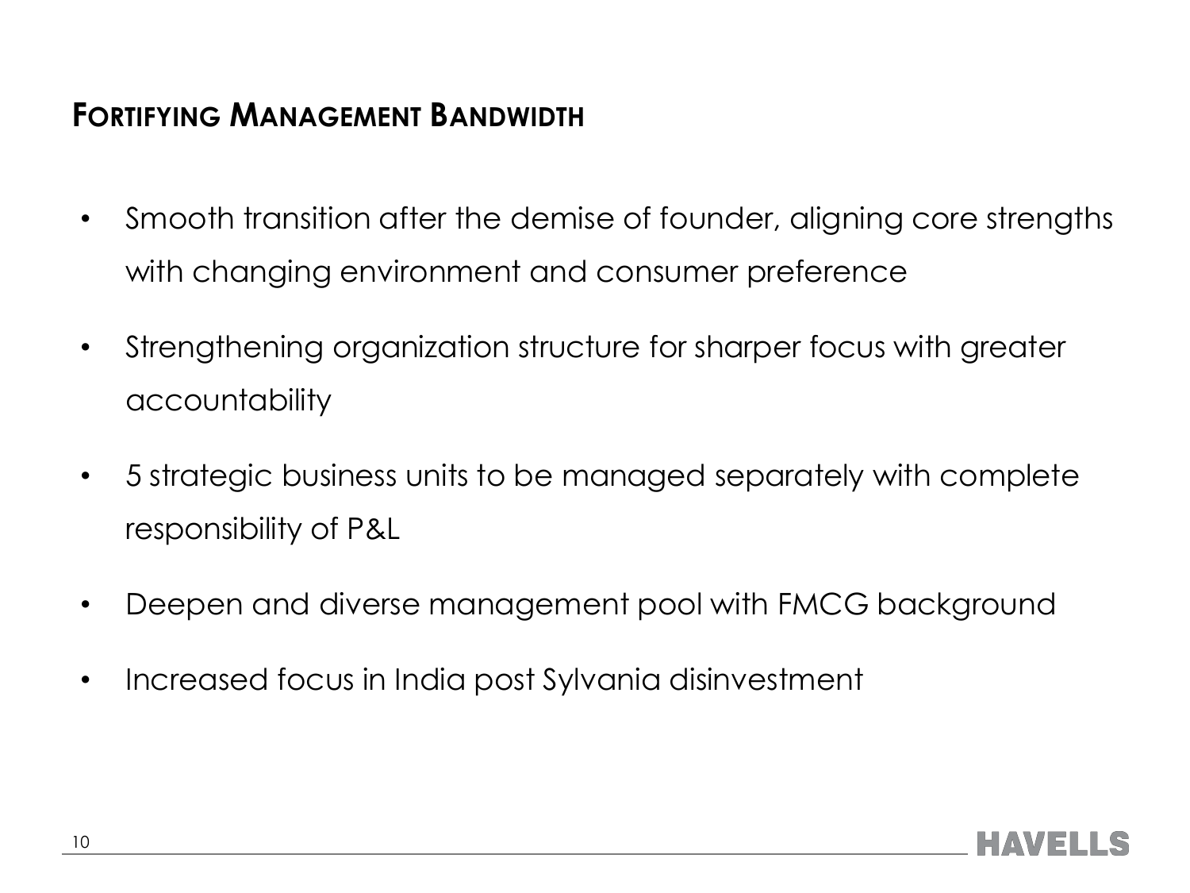## Fortifying Management Bandwidth

- Smooth transition after the demise of founder, aligning core strengths with changing environment and consumer preference
- Strengthening organization structure for sharper focus with greater accountability
- 5 strategic business units to be managed separately with complete responsibility of P&L
- Deepen and diverse management pool with FMCG background
- Increased focus in India post Sylvania disinvestment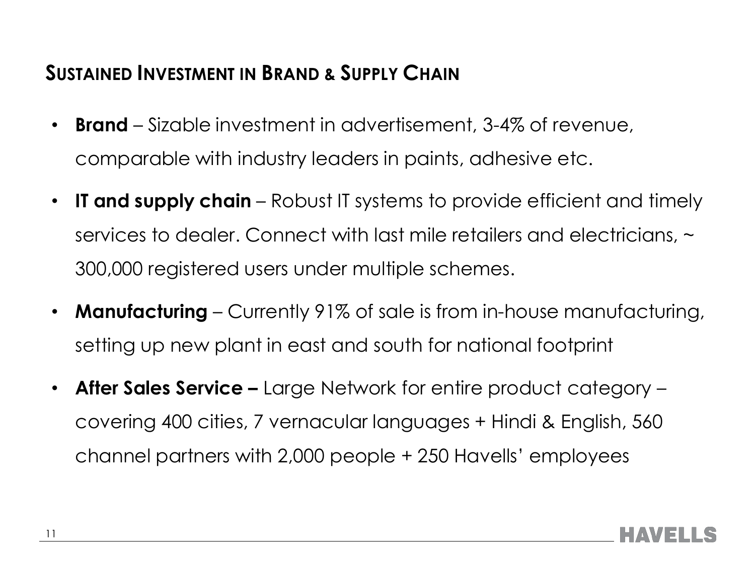## Sustained Investment in Brand & Supply Chain

- **Brand** – Sizable investment in advertisement, 3-4% of revenue, comparable with industry leaders in paints, adhesive etc.
- **IT and supply chain** – Robust IT systems to provide efficient and timely services to dealer. Connect with last mile retailers and electricians, ~ 300,000 registered users under multiple schemes.
- **Manufacturing** – Currently 91% of sale is from in-house manufacturing, setting up new plant in east and south for national footprint
- **After Sales Service –** Large Network for entire product category – covering 400 cities, 7 vernacular languages + Hindi & English, 560 channel partners with 2,000 people + 250 Havells' employees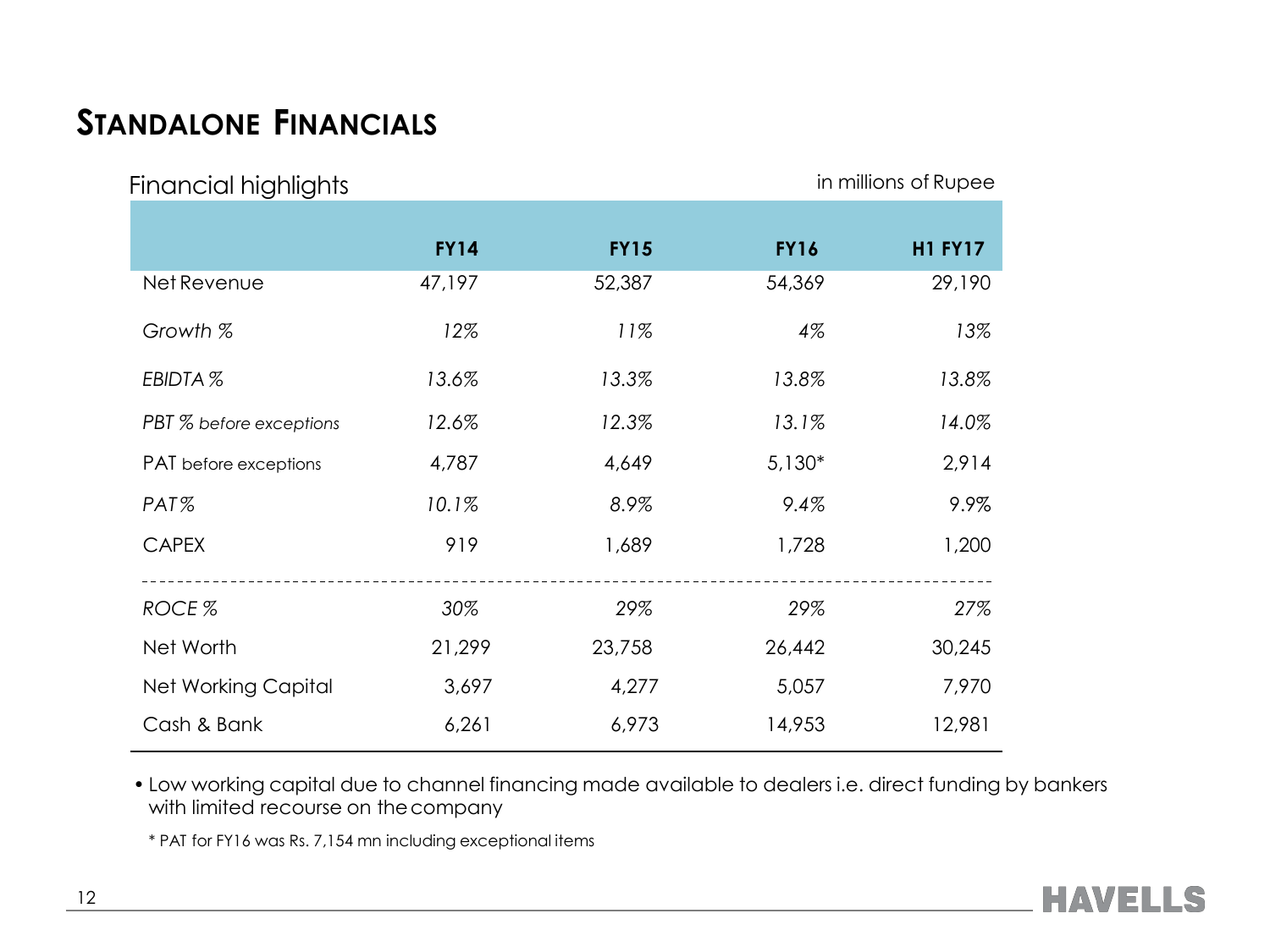# STANDALONE FINANCIALS

Financial highlights

in millions of Rupee

| | FY14 | FY15 | FY16 | H1 FY17 |
|---|---|---|---|---|
| Net Revenue | 47,197 | 52,387 | 54,369 | 29,190 |
| *Growth %* | *12%* | *11%* | *4%* | *13%* |
| *EBIDTA %* | *13.6%* | *13.3%* | *13.8%* | *13.8%* |
| *PBT % before exceptions* | *12.6%* | *12.3%* | *13.1%* | *14.0%* |
| PAT before exceptions | 4,787 | 4,649 | 5,130* | 2,914 |
| *PAT%* | *10.1%* | *8.9%* | *9.4%* | *9.9%* |
| CAPEX | 919 | 1,689 | 1,728 | 1,200 |
| *ROCE %* | *30%* | *29%* | *29%* | *27%* |
| Net Worth | 21,299 | 23,758 | 26,442 | 30,245 |
| Net Working Capital | 3,697 | 4,277 | 5,057 | 7,970 |
| Cash & Bank | 6,261 | 6,973 | 14,953 | 12,981 |

- Low working capital due to channel financing made available to dealers i.e. direct funding by bankers with limited recourse on the company

\* PAT for FY16 was Rs. 7,154 mn including exceptional items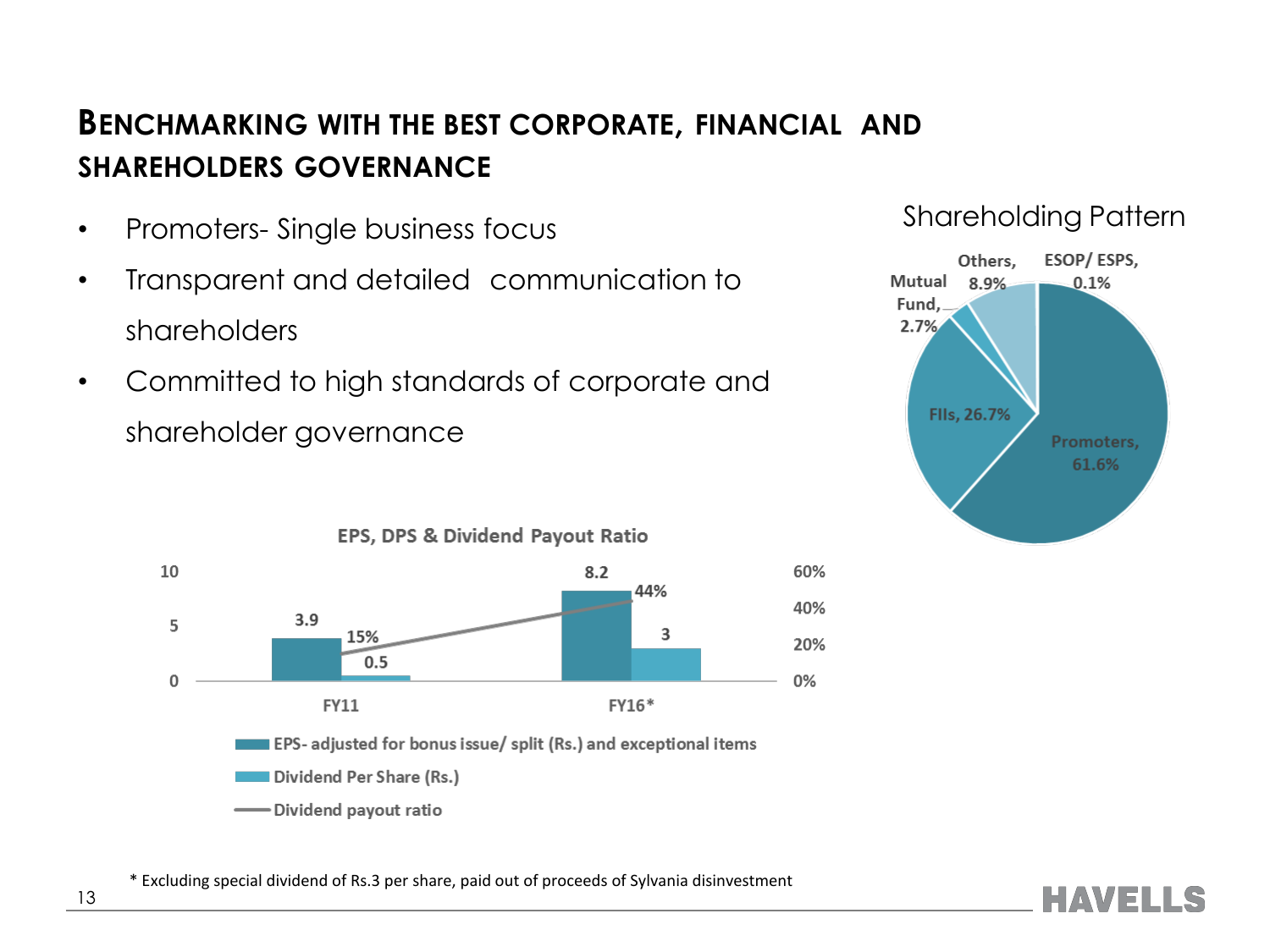# BENCHMARKING WITH THE BEST CORPORATE, FINANCIAL AND SHAREHOLDERS GOVERNANCE

- Promoters- Single business focus
- Transparent and detailed communication to shareholders
- Committed to high standards of corporate and shareholder governance

**Shareholding Pattern**

| Category | Share |
|---|---|
| Promoters | 61.6% |
| FIIs | 26.7% |
| Mutual Fund | 2.7% |
| Others | 8.9% |
| ESOP/ ESPS | 0.1% |

**EPS, DPS & Dividend Payout Ratio**

| | FY11 | FY16* |
|---|---|---|
| EPS- adjusted for bonus issue/ split (Rs.) and exceptional items | 3.9 | 8.2 |
| Dividend Per Share (Rs.) | 0.5 | 3 |
| Dividend payout ratio | 15% | 44% |

\* Excluding special dividend of Rs.3 per share, paid out of proceeds of Sylvania disinvestment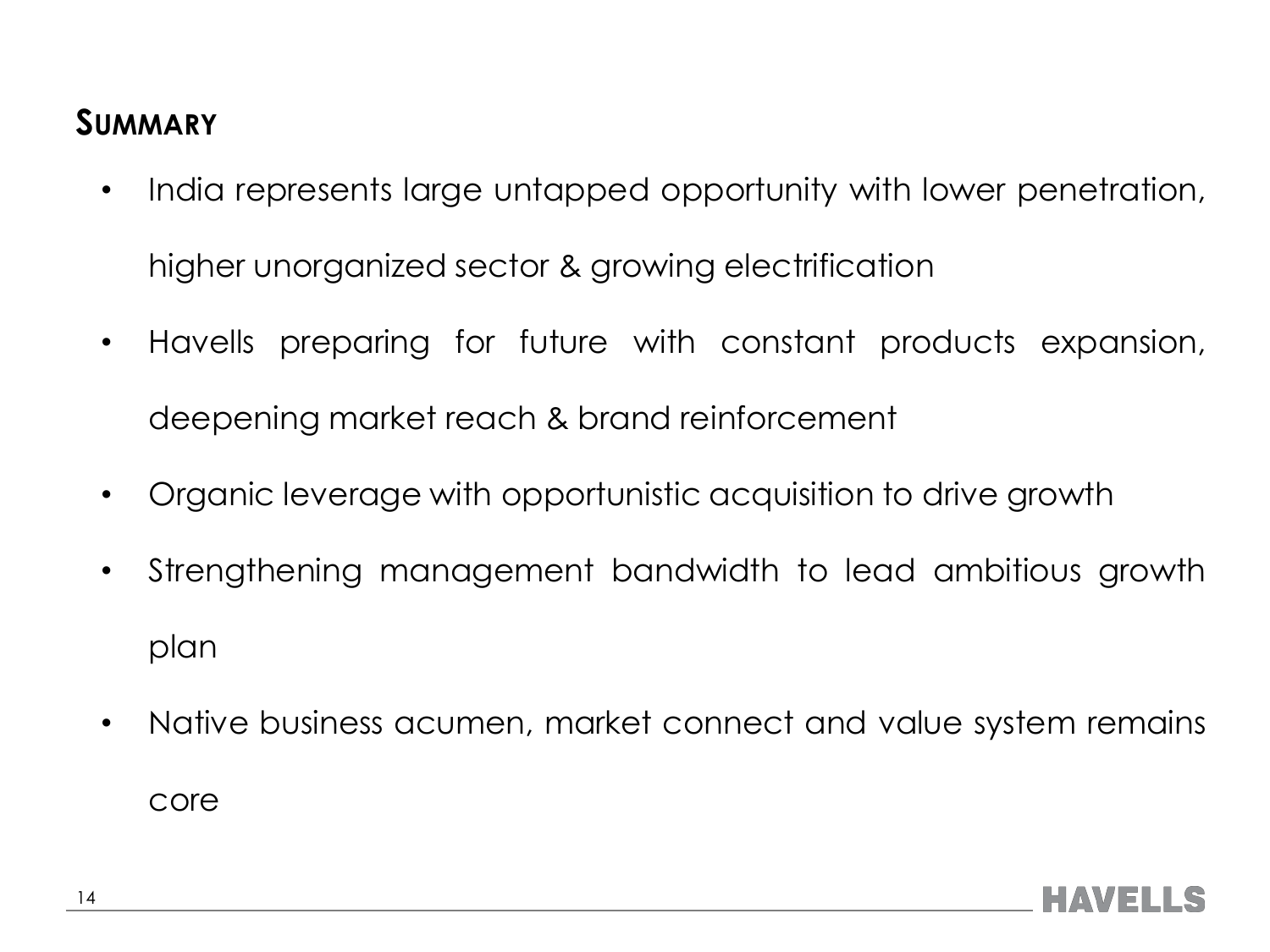## Summary

- India represents large untapped opportunity with lower penetration, higher unorganized sector & growing electrification
- Havells preparing for future with constant products expansion, deepening market reach & brand reinforcement
- Organic leverage with opportunistic acquisition to drive growth
- Strengthening management bandwidth to lead ambitious growth plan
- Native business acumen, market connect and value system remains core